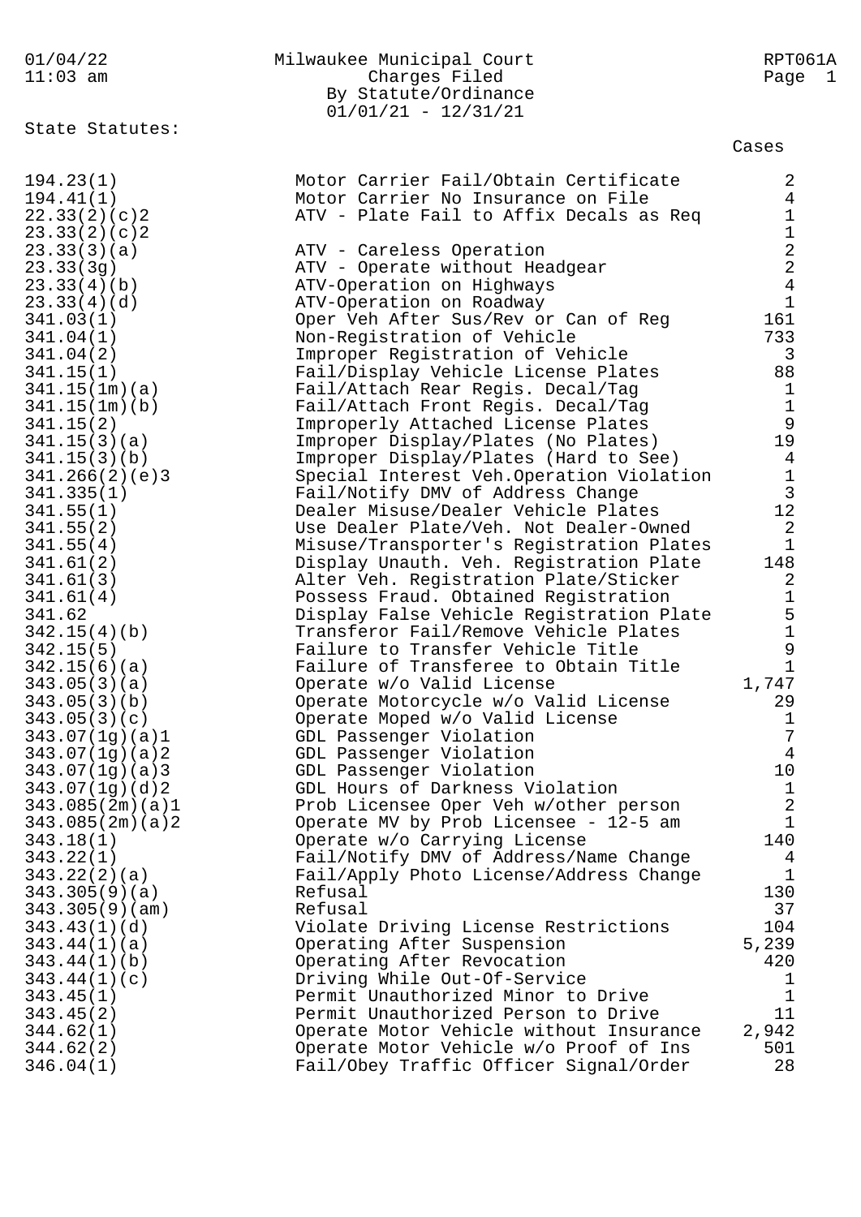# Milwaukee Municipal Court

## Charges Filed
## By Statute/Ordinance
## 01/01/21 - 12/31/21

01/04/22 11:03 am — RPT061A

State Statutes:

| Statute | Description | Cases |
|---|---|---|
| 194.23(1) | Motor Carrier Fail/Obtain Certificate | 2 |
| 194.41(1) | Motor Carrier No Insurance on File | 4 |
| 22.33(2)(c)2 | ATV - Plate Fail to Affix Decals as Req | 1 |
| 23.33(2)(c)2 | | 1 |
| 23.33(3)(a) | ATV - Careless Operation | 2 |
| 23.33(3g) | ATV - Operate without Headgear | 2 |
| 23.33(4)(b) | ATV-Operation on Highways | 4 |
| 23.33(4)(d) | ATV-Operation on Roadway | 1 |
| 341.03(1) | Oper Veh After Sus/Rev or Can of Reg | 161 |
| 341.04(1) | Non-Registration of Vehicle | 733 |
| 341.04(2) | Improper Registration of Vehicle | 3 |
| 341.15(1) | Fail/Display Vehicle License Plates | 88 |
| 341.15(1m)(a) | Fail/Attach Rear Regis. Decal/Tag | 1 |
| 341.15(1m)(b) | Fail/Attach Front Regis. Decal/Tag | 1 |
| 341.15(2) | Improperly Attached License Plates | 9 |
| 341.15(3)(a) | Improper Display/Plates (No Plates) | 19 |
| 341.15(3)(b) | Improper Display/Plates (Hard to See) | 4 |
| 341.266(2)(e)3 | Special Interest Veh.Operation Violation | 1 |
| 341.335(1) | Fail/Notify DMV of Address Change | 3 |
| 341.55(1) | Dealer Misuse/Dealer Vehicle Plates | 12 |
| 341.55(2) | Use Dealer Plate/Veh. Not Dealer-Owned | 2 |
| 341.55(4) | Misuse/Transporter's Registration Plates | 1 |
| 341.61(2) | Display Unauth. Veh. Registration Plate | 148 |
| 341.61(3) | Alter Veh. Registration Plate/Sticker | 2 |
| 341.61(4) | Possess Fraud. Obtained Registration | 1 |
| 341.62 | Display False Vehicle Registration Plate | 5 |
| 342.15(4)(b) | Transferor Fail/Remove Vehicle Plates | 1 |
| 342.15(5) | Failure to Transfer Vehicle Title | 9 |
| 342.15(6)(a) | Failure of Transferee to Obtain Title | 1 |
| 343.05(3)(a) | Operate w/o Valid License | 1,747 |
| 343.05(3)(b) | Operate Motorcycle w/o Valid License | 29 |
| 343.05(3)(c) | Operate Moped w/o Valid License | 1 |
| 343.07(1g)(a)1 | GDL Passenger Violation | 7 |
| 343.07(1g)(a)2 | GDL Passenger Violation | 4 |
| 343.07(1g)(a)3 | GDL Passenger Violation | 10 |
| 343.07(1g)(d)2 | GDL Hours of Darkness Violation | 1 |
| 343.085(2m)(a)1 | Prob Licensee Oper Veh w/other person | 2 |
| 343.085(2m)(a)2 | Operate MV by Prob Licensee - 12-5 am | 1 |
| 343.18(1) | Operate w/o Carrying License | 140 |
| 343.22(1) | Fail/Notify DMV of Address/Name Change | 4 |
| 343.22(2)(a) | Fail/Apply Photo License/Address Change | 1 |
| 343.305(9)(a) | Refusal | 130 |
| 343.305(9)(am) | Refusal | 37 |
| 343.43(1)(d) | Violate Driving License Restrictions | 104 |
| 343.44(1)(a) | Operating After Suspension | 5,239 |
| 343.44(1)(b) | Operating After Revocation | 420 |
| 343.44(1)(c) | Driving While Out-Of-Service | 1 |
| 343.45(1) | Permit Unauthorized Minor to Drive | 1 |
| 343.45(2) | Permit Unauthorized Person to Drive | 11 |
| 344.62(1) | Operate Motor Vehicle without Insurance | 2,942 |
| 344.62(2) | Operate Motor Vehicle w/o Proof of Ins | 501 |
| 346.04(1) | Fail/Obey Traffic Officer Signal/Order | 28 |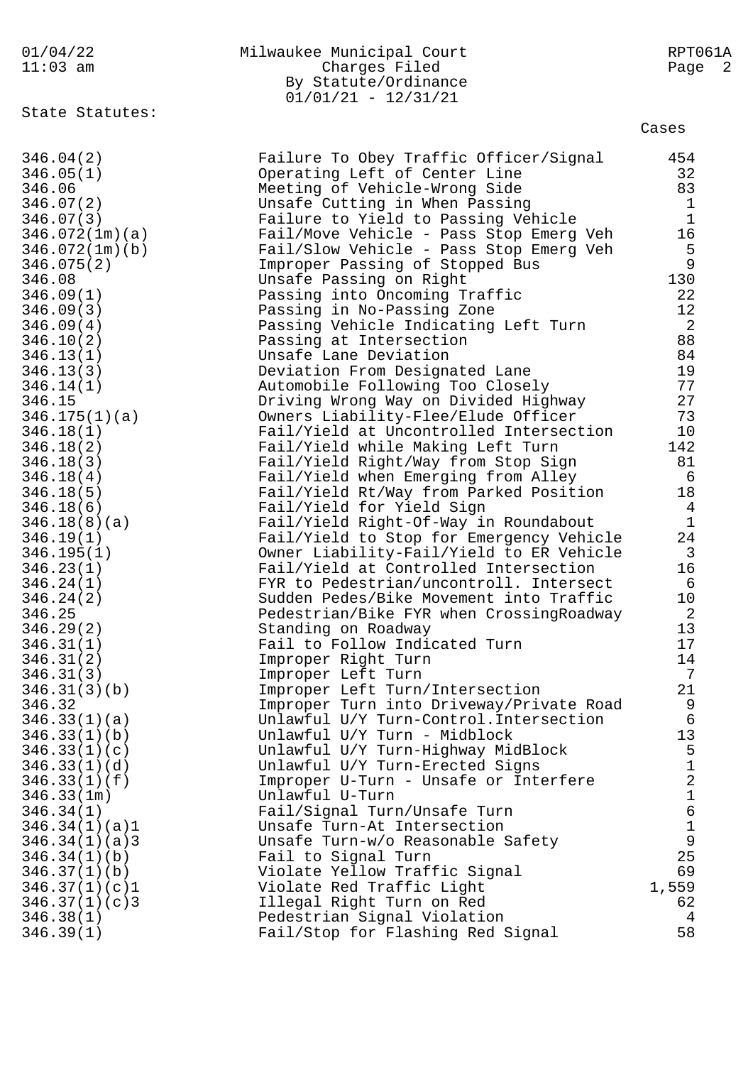Milwaukee Municipal Court
Charges Filed
By Statute/Ordinance
01/01/21 - 12/31/21

State Statutes:

| Statute | Description | Cases |
|---|---|---|
| 346.04(2) | Failure To Obey Traffic Officer/Signal | 454 |
| 346.05(1) | Operating Left of Center Line | 32 |
| 346.06 | Meeting of Vehicle-Wrong Side | 83 |
| 346.07(2) | Unsafe Cutting in When Passing | 1 |
| 346.07(3) | Failure to Yield to Passing Vehicle | 1 |
| 346.072(1m)(a) | Fail/Move Vehicle - Pass Stop Emerg Veh | 16 |
| 346.072(1m)(b) | Fail/Slow Vehicle - Pass Stop Emerg Veh | 5 |
| 346.075(2) | Improper Passing of Stopped Bus | 9 |
| 346.08 | Unsafe Passing on Right | 130 |
| 346.09(1) | Passing into Oncoming Traffic | 22 |
| 346.09(3) | Passing in No-Passing Zone | 12 |
| 346.09(4) | Passing Vehicle Indicating Left Turn | 2 |
| 346.10(2) | Passing at Intersection | 88 |
| 346.13(1) | Unsafe Lane Deviation | 84 |
| 346.13(3) | Deviation From Designated Lane | 19 |
| 346.14(1) | Automobile Following Too Closely | 77 |
| 346.15 | Driving Wrong Way on Divided Highway | 27 |
| 346.175(1)(a) | Owners Liability-Flee/Elude Officer | 73 |
| 346.18(1) | Fail/Yield at Uncontrolled Intersection | 10 |
| 346.18(2) | Fail/Yield while Making Left Turn | 142 |
| 346.18(3) | Fail/Yield Right/Way from Stop Sign | 81 |
| 346.18(4) | Fail/Yield when Emerging from Alley | 6 |
| 346.18(5) | Fail/Yield Rt/Way from Parked Position | 18 |
| 346.18(6) | Fail/Yield for Yield Sign | 4 |
| 346.18(8)(a) | Fail/Yield Right-Of-Way in Roundabout | 1 |
| 346.19(1) | Fail/Yield to Stop for Emergency Vehicle | 24 |
| 346.195(1) | Owner Liability-Fail/Yield to ER Vehicle | 3 |
| 346.23(1) | Fail/Yield at Controlled Intersection | 16 |
| 346.24(1) | FYR to Pedestrian/uncontroll. Intersect | 6 |
| 346.24(2) | Sudden Pedes/Bike Movement into Traffic | 10 |
| 346.25 | Pedestrian/Bike FYR when CrossingRoadway | 2 |
| 346.29(2) | Standing on Roadway | 13 |
| 346.31(1) | Fail to Follow Indicated Turn | 17 |
| 346.31(2) | Improper Right Turn | 14 |
| 346.31(3) | Improper Left Turn | 7 |
| 346.31(3)(b) | Improper Left Turn/Intersection | 21 |
| 346.32 | Improper Turn into Driveway/Private Road | 9 |
| 346.33(1)(a) | Unlawful U/Y Turn-Control.Intersection | 6 |
| 346.33(1)(b) | Unlawful U/Y Turn - Midblock | 13 |
| 346.33(1)(c) | Unlawful U/Y Turn-Highway MidBlock | 5 |
| 346.33(1)(d) | Unlawful U/Y Turn-Erected Signs | 1 |
| 346.33(1)(f) | Improper U-Turn - Unsafe or Interfere | 2 |
| 346.33(1m) | Unlawful U-Turn | 1 |
| 346.34(1) | Fail/Signal Turn/Unsafe Turn | 6 |
| 346.34(1)(a)1 | Unsafe Turn-At Intersection | 1 |
| 346.34(1)(a)3 | Unsafe Turn-w/o Reasonable Safety | 9 |
| 346.34(1)(b) | Fail to Signal Turn | 25 |
| 346.37(1)(b) | Violate Yellow Traffic Signal | 69 |
| 346.37(1)(c)1 | Violate Red Traffic Light | 1,559 |
| 346.37(1)(c)3 | Illegal Right Turn on Red | 62 |
| 346.38(1) | Pedestrian Signal Violation | 4 |
| 346.39(1) | Fail/Stop for Flashing Red Signal | 58 |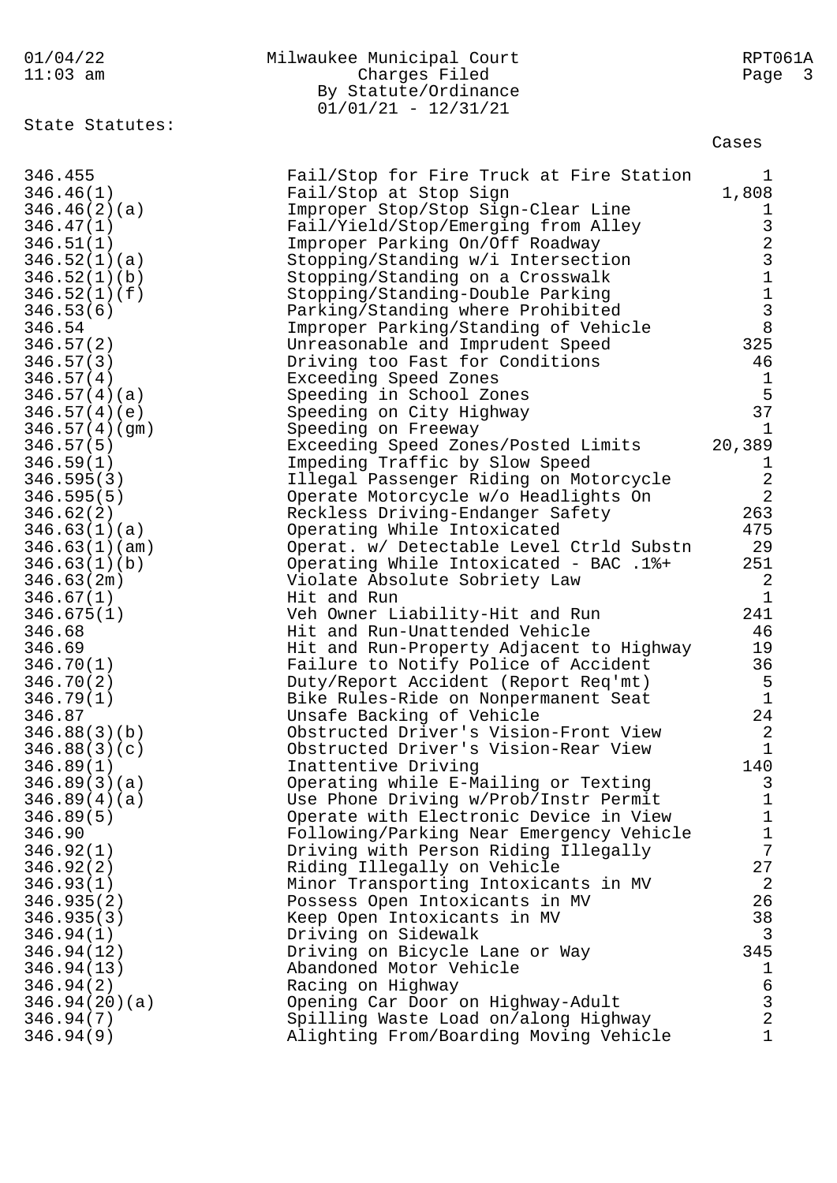State Statutes:

| Statute | Description | Cases |
|---|---|---|
| 346.455 | Fail/Stop for Fire Truck at Fire Station | 1 |
| 346.46(1) | Fail/Stop at Stop Sign | 1,808 |
| 346.46(2)(a) | Improper Stop/Stop Sign-Clear Line | 1 |
| 346.47(1) | Fail/Yield/Stop/Emerging from Alley | 3 |
| 346.51(1) | Improper Parking On/Off Roadway | 2 |
| 346.52(1)(a) | Stopping/Standing w/i Intersection | 3 |
| 346.52(1)(b) | Stopping/Standing on a Crosswalk | 1 |
| 346.52(1)(f) | Stopping/Standing-Double Parking | 1 |
| 346.53(6) | Parking/Standing where Prohibited | 3 |
| 346.54 | Improper Parking/Standing of Vehicle | 8 |
| 346.57(2) | Unreasonable and Imprudent Speed | 325 |
| 346.57(3) | Driving too Fast for Conditions | 46 |
| 346.57(4) | Exceeding Speed Zones | 1 |
| 346.57(4)(a) | Speeding in School Zones | 5 |
| 346.57(4)(e) | Speeding on City Highway | 37 |
| 346.57(4)(gm) | Speeding on Freeway | 1 |
| 346.57(5) | Exceeding Speed Zones/Posted Limits | 20,389 |
| 346.59(1) | Impeding Traffic by Slow Speed | 1 |
| 346.595(3) | Illegal Passenger Riding on Motorcycle | 2 |
| 346.595(5) | Operate Motorcycle w/o Headlights On | 2 |
| 346.62(2) | Reckless Driving-Endanger Safety | 263 |
| 346.63(1)(a) | Operating While Intoxicated | 475 |
| 346.63(1)(am) | Operat. w/ Detectable Level Ctrld Substn | 29 |
| 346.63(1)(b) | Operating While Intoxicated - BAC .1%+ | 251 |
| 346.63(2m) | Violate Absolute Sobriety Law | 2 |
| 346.67(1) | Hit and Run | 1 |
| 346.675(1) | Veh Owner Liability-Hit and Run | 241 |
| 346.68 | Hit and Run-Unattended Vehicle | 46 |
| 346.69 | Hit and Run-Property Adjacent to Highway | 19 |
| 346.70(1) | Failure to Notify Police of Accident | 36 |
| 346.70(2) | Duty/Report Accident (Report Req'mt) | 5 |
| 346.79(1) | Bike Rules-Ride on Nonpermanent Seat | 1 |
| 346.87 | Unsafe Backing of Vehicle | 24 |
| 346.88(3)(b) | Obstructed Driver's Vision-Front View | 2 |
| 346.88(3)(c) | Obstructed Driver's Vision-Rear View | 1 |
| 346.89(1) | Inattentive Driving | 140 |
| 346.89(3)(a) | Operating while E-Mailing or Texting | 3 |
| 346.89(4)(a) | Use Phone Driving w/Prob/Instr Permit | 1 |
| 346.89(5) | Operate with Electronic Device in View | 1 |
| 346.90 | Following/Parking Near Emergency Vehicle | 1 |
| 346.92(1) | Driving with Person Riding Illegally | 7 |
| 346.92(2) | Riding Illegally on Vehicle | 27 |
| 346.93(1) | Minor Transporting Intoxicants in MV | 2 |
| 346.935(2) | Possess Open Intoxicants in MV | 26 |
| 346.935(3) | Keep Open Intoxicants in MV | 38 |
| 346.94(1) | Driving on Sidewalk | 3 |
| 346.94(12) | Driving on Bicycle Lane or Way | 345 |
| 346.94(13) | Abandoned Motor Vehicle | 1 |
| 346.94(2) | Racing on Highway | 6 |
| 346.94(20)(a) | Opening Car Door on Highway-Adult | 3 |
| 346.94(7) | Spilling Waste Load on/along Highway | 2 |
| 346.94(9) | Alighting From/Boarding Moving Vehicle | 1 |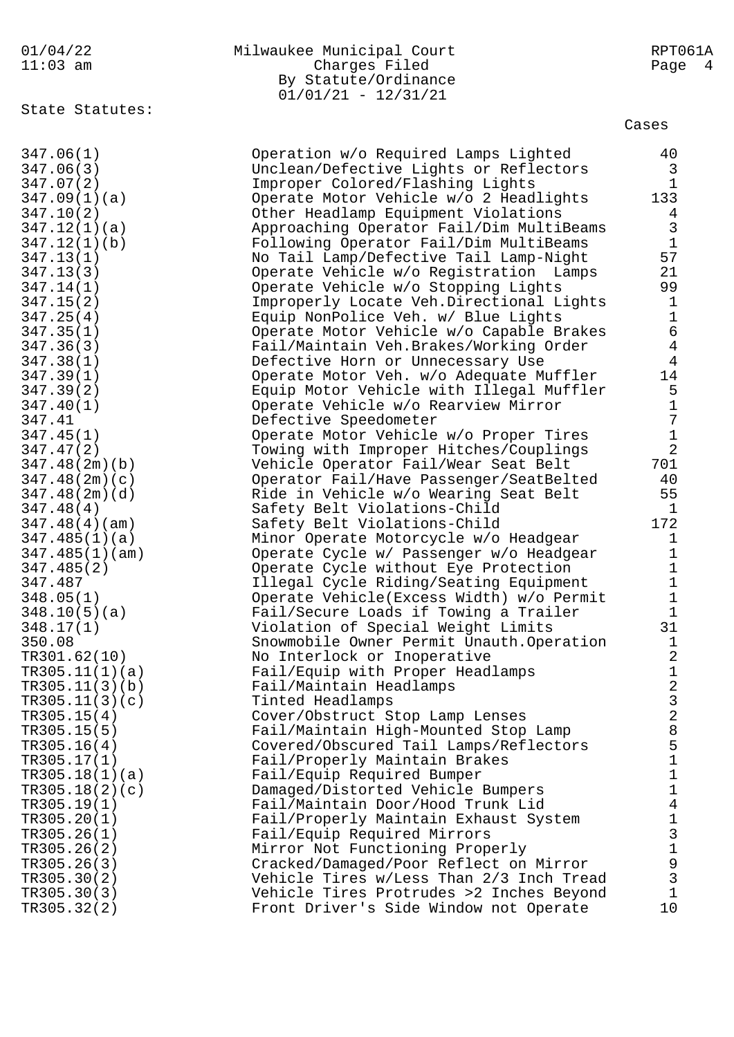Milwaukee Municipal Court
Charges Filed
By Statute/Ordinance
01/01/21 - 12/31/21

State Statutes:

| Statute | Description | Cases |
|---|---|---|
| 347.06(1) | Operation w/o Required Lamps Lighted | 40 |
| 347.06(3) | Unclean/Defective Lights or Reflectors | 3 |
| 347.07(2) | Improper Colored/Flashing Lights | 1 |
| 347.09(1)(a) | Operate Motor Vehicle w/o 2 Headlights | 133 |
| 347.10(2) | Other Headlamp Equipment Violations | 4 |
| 347.12(1)(a) | Approaching Operator Fail/Dim MultiBeams | 3 |
| 347.12(1)(b) | Following Operator Fail/Dim MultiBeams | 1 |
| 347.13(1) | No Tail Lamp/Defective Tail Lamp-Night | 57 |
| 347.13(3) | Operate Vehicle w/o Registration Lamps | 21 |
| 347.14(1) | Operate Vehicle w/o Stopping Lights | 99 |
| 347.15(2) | Improperly Locate Veh.Directional Lights | 1 |
| 347.25(4) | Equip NonPolice Veh. w/ Blue Lights | 1 |
| 347.35(1) | Operate Motor Vehicle w/o Capable Brakes | 6 |
| 347.36(3) | Fail/Maintain Veh.Brakes/Working Order | 4 |
| 347.38(1) | Defective Horn or Unnecessary Use | 4 |
| 347.39(1) | Operate Motor Veh. w/o Adequate Muffler | 14 |
| 347.39(2) | Equip Motor Vehicle with Illegal Muffler | 5 |
| 347.40(1) | Operate Vehicle w/o Rearview Mirror | 1 |
| 347.41 | Defective Speedometer | 7 |
| 347.45(1) | Operate Motor Vehicle w/o Proper Tires | 1 |
| 347.47(2) | Towing with Improper Hitches/Couplings | 2 |
| 347.48(2m)(b) | Vehicle Operator Fail/Wear Seat Belt | 701 |
| 347.48(2m)(c) | Operator Fail/Have Passenger/SeatBelted | 40 |
| 347.48(2m)(d) | Ride in Vehicle w/o Wearing Seat Belt | 55 |
| 347.48(4) | Safety Belt Violations-Child | 1 |
| 347.48(4)(am) | Safety Belt Violations-Child | 172 |
| 347.485(1)(a) | Minor Operate Motorcycle w/o Headgear | 1 |
| 347.485(1)(am) | Operate Cycle w/ Passenger w/o Headgear | 1 |
| 347.485(2) | Operate Cycle without Eye Protection | 1 |
| 347.487 | Illegal Cycle Riding/Seating Equipment | 1 |
| 348.05(1) | Operate Vehicle(Excess Width) w/o Permit | 1 |
| 348.10(5)(a) | Fail/Secure Loads if Towing a Trailer | 1 |
| 348.17(1) | Violation of Special Weight Limits | 31 |
| 350.08 | Snowmobile Owner Permit Unauth.Operation | 1 |
| TR301.62(10) | No Interlock or Inoperative | 2 |
| TR305.11(1)(a) | Fail/Equip with Proper Headlamps | 1 |
| TR305.11(3)(b) | Fail/Maintain Headlamps | 2 |
| TR305.11(3)(c) | Tinted Headlamps | 3 |
| TR305.15(4) | Cover/Obstruct Stop Lamp Lenses | 2 |
| TR305.15(5) | Fail/Maintain High-Mounted Stop Lamp | 8 |
| TR305.16(4) | Covered/Obscured Tail Lamps/Reflectors | 5 |
| TR305.17(1) | Fail/Properly Maintain Brakes | 1 |
| TR305.18(1)(a) | Fail/Equip Required Bumper | 1 |
| TR305.18(2)(c) | Damaged/Distorted Vehicle Bumpers | 1 |
| TR305.19(1) | Fail/Maintain Door/Hood Trunk Lid | 4 |
| TR305.20(1) | Fail/Properly Maintain Exhaust System | 1 |
| TR305.26(1) | Fail/Equip Required Mirrors | 3 |
| TR305.26(2) | Mirror Not Functioning Properly | 1 |
| TR305.26(3) | Cracked/Damaged/Poor Reflect on Mirror | 9 |
| TR305.30(2) | Vehicle Tires w/Less Than 2/3 Inch Tread | 3 |
| TR305.30(3) | Vehicle Tires Protrudes >2 Inches Beyond | 1 |
| TR305.32(2) | Front Driver's Side Window not Operate | 10 |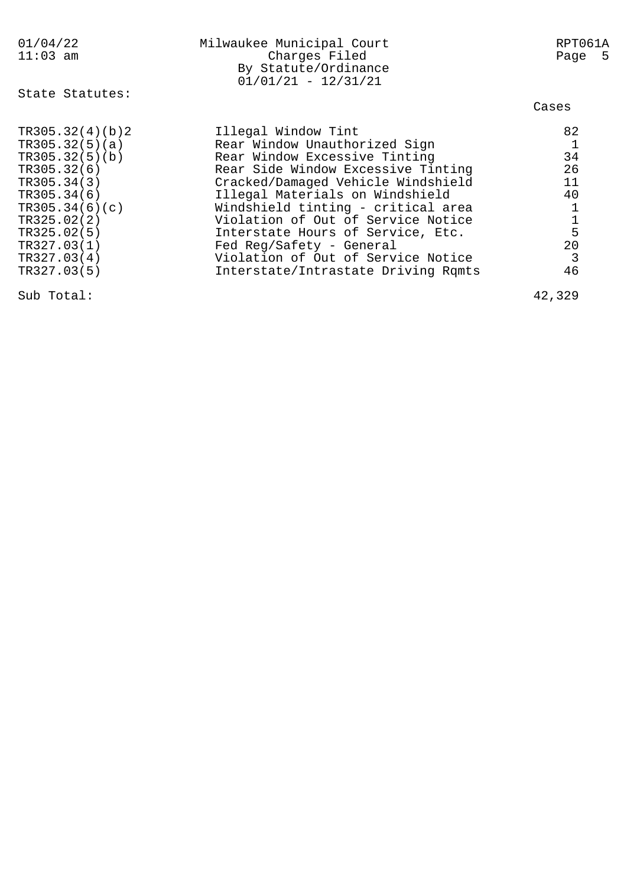State Statutes:

| Statute | Description | Cases |
|---|---|---|
| TR305.32(4)(b)2 | Illegal Window Tint | 82 |
| TR305.32(5)(a) | Rear Window Unauthorized Sign | 1 |
| TR305.32(5)(b) | Rear Window Excessive Tinting | 34 |
| TR305.32(6) | Rear Side Window Excessive Tinting | 26 |
| TR305.34(3) | Cracked/Damaged Vehicle Windshield | 11 |
| TR305.34(6) | Illegal Materials on Windshield | 40 |
| TR305.34(6)(c) | Windshield tinting - critical area | 1 |
| TR325.02(2) | Violation of Out of Service Notice | 1 |
| TR325.02(5) | Interstate Hours of Service, Etc. | 5 |
| TR327.03(1) | Fed Reg/Safety - General | 20 |
| TR327.03(4) | Violation of Out of Service Notice | 3 |
| TR327.03(5) | Interstate/Intrastate Driving Rqmts | 46 |
| Sub Total: | | 42,329 |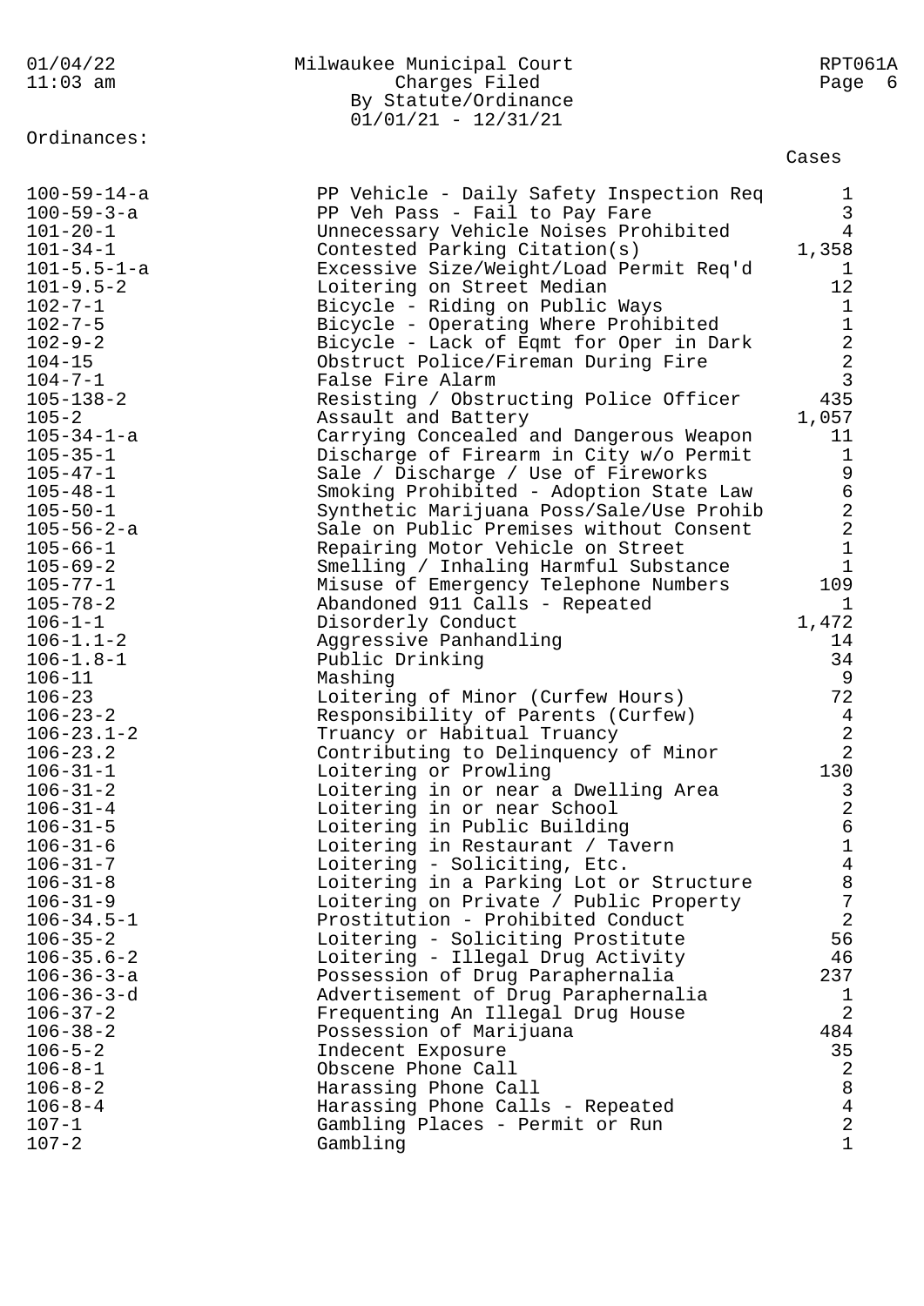Milwaukee Municipal Court
Charges Filed
By Statute/Ordinance
01/01/21 - 12/31/21

Ordinances:

| Ordinance | Description | Cases |
|---|---|---|
| 100-59-14-a | PP Vehicle - Daily Safety Inspection Req | 1 |
| 100-59-3-a | PP Veh Pass - Fail to Pay Fare | 3 |
| 101-20-1 | Unnecessary Vehicle Noises Prohibited | 4 |
| 101-34-1 | Contested Parking Citation(s) | 1,358 |
| 101-5.5-1-a | Excessive Size/Weight/Load Permit Req'd | 1 |
| 101-9.5-2 | Loitering on Street Median | 12 |
| 102-7-1 | Bicycle - Riding on Public Ways | 1 |
| 102-7-5 | Bicycle - Operating Where Prohibited | 1 |
| 102-9-2 | Bicycle - Lack of Eqmt for Oper in Dark | 2 |
| 104-15 | Obstruct Police/Fireman During Fire | 2 |
| 104-7-1 | False Fire Alarm | 3 |
| 105-138-2 | Resisting / Obstructing Police Officer | 435 |
| 105-2 | Assault and Battery | 1,057 |
| 105-34-1-a | Carrying Concealed and Dangerous Weapon | 11 |
| 105-35-1 | Discharge of Firearm in City w/o Permit | 1 |
| 105-47-1 | Sale / Discharge / Use of Fireworks | 9 |
| 105-48-1 | Smoking Prohibited - Adoption State Law | 6 |
| 105-50-1 | Synthetic Marijuana Poss/Sale/Use Prohib | 2 |
| 105-56-2-a | Sale on Public Premises without Consent | 2 |
| 105-66-1 | Repairing Motor Vehicle on Street | 1 |
| 105-69-2 | Smelling / Inhaling Harmful Substance | 1 |
| 105-77-1 | Misuse of Emergency Telephone Numbers | 109 |
| 105-78-2 | Abandoned 911 Calls - Repeated | 1 |
| 106-1-1 | Disorderly Conduct | 1,472 |
| 106-1.1-2 | Aggressive Panhandling | 14 |
| 106-1.8-1 | Public Drinking | 34 |
| 106-11 | Mashing | 9 |
| 106-23 | Loitering of Minor (Curfew Hours) | 72 |
| 106-23-2 | Responsibility of Parents (Curfew) | 4 |
| 106-23.1-2 | Truancy or Habitual Truancy | 2 |
| 106-23.2 | Contributing to Delinquency of Minor | 2 |
| 106-31-1 | Loitering or Prowling | 130 |
| 106-31-2 | Loitering in or near a Dwelling Area | 3 |
| 106-31-4 | Loitering in or near School | 2 |
| 106-31-5 | Loitering in Public Building | 6 |
| 106-31-6 | Loitering in Restaurant / Tavern | 1 |
| 106-31-7 | Loitering - Soliciting, Etc. | 4 |
| 106-31-8 | Loitering in a Parking Lot or Structure | 8 |
| 106-31-9 | Loitering on Private / Public Property | 7 |
| 106-34.5-1 | Prostitution - Prohibited Conduct | 2 |
| 106-35-2 | Loitering - Soliciting Prostitute | 56 |
| 106-35.6-2 | Loitering - Illegal Drug Activity | 46 |
| 106-36-3-a | Possession of Drug Paraphernalia | 237 |
| 106-36-3-d | Advertisement of Drug Paraphernalia | 1 |
| 106-37-2 | Frequenting An Illegal Drug House | 2 |
| 106-38-2 | Possession of Marijuana | 484 |
| 106-5-2 | Indecent Exposure | 35 |
| 106-8-1 | Obscene Phone Call | 2 |
| 106-8-2 | Harassing Phone Call | 8 |
| 106-8-4 | Harassing Phone Calls - Repeated | 4 |
| 107-1 | Gambling Places - Permit or Run | 2 |
| 107-2 | Gambling | 1 |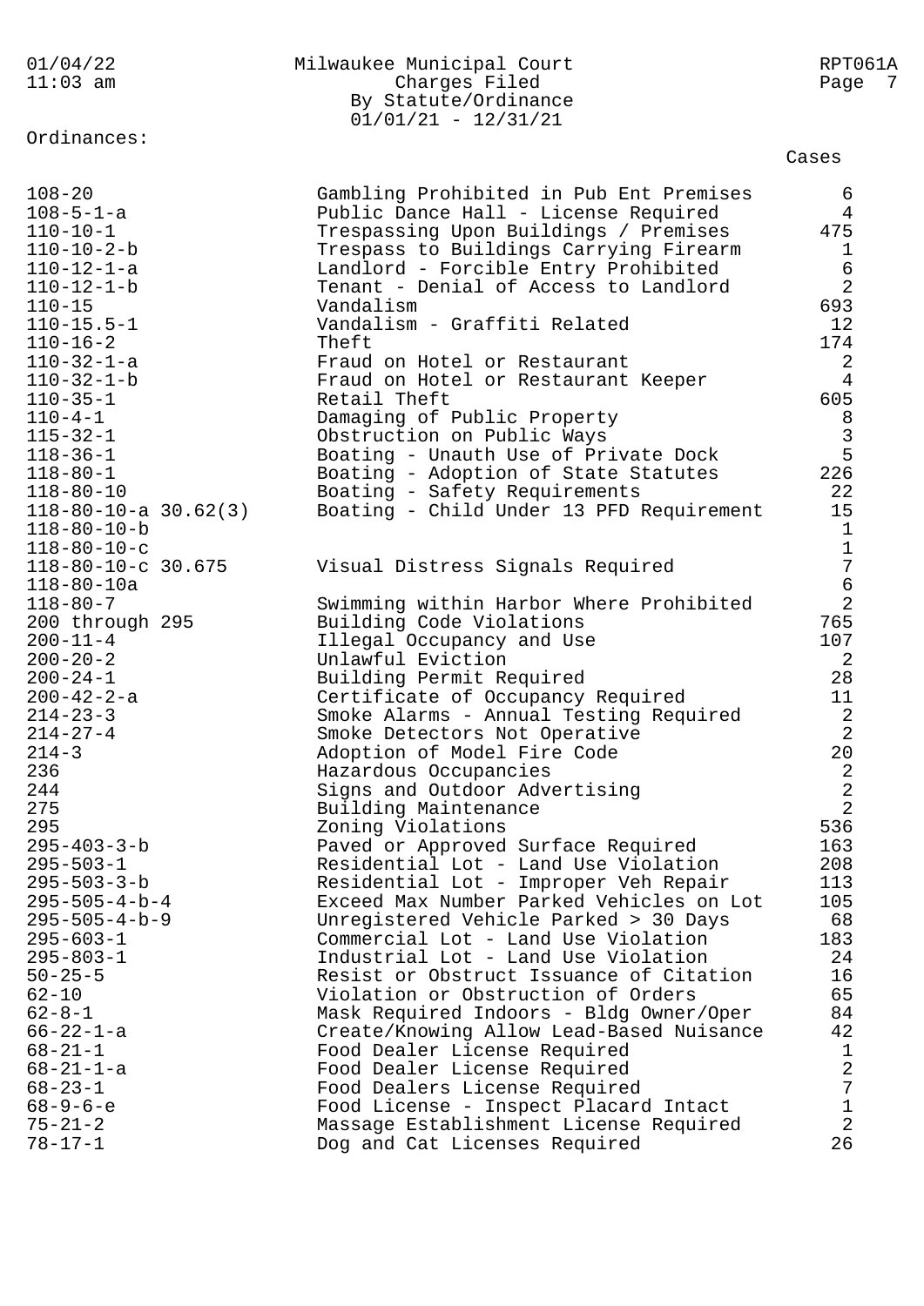Milwaukee Municipal Court
Charges Filed
By Statute/Ordinance
01/01/21 - 12/31/21

Ordinances:

| Ordinance | Description | Cases |
|---|---|---|
| 108-20 | Gambling Prohibited in Pub Ent Premises | 6 |
| 108-5-1-a | Public Dance Hall - License Required | 4 |
| 110-10-1 | Trespassing Upon Buildings / Premises | 475 |
| 110-10-2-b | Trespass to Buildings Carrying Firearm | 1 |
| 110-12-1-a | Landlord - Forcible Entry Prohibited | 6 |
| 110-12-1-b | Tenant - Denial of Access to Landlord | 2 |
| 110-15 | Vandalism | 693 |
| 110-15.5-1 | Vandalism - Graffiti Related | 12 |
| 110-16-2 | Theft | 174 |
| 110-32-1-a | Fraud on Hotel or Restaurant | 2 |
| 110-32-1-b | Fraud on Hotel or Restaurant Keeper | 4 |
| 110-35-1 | Retail Theft | 605 |
| 110-4-1 | Damaging of Public Property | 8 |
| 115-32-1 | Obstruction on Public Ways | 3 |
| 118-36-1 | Boating - Unauth Use of Private Dock | 5 |
| 118-80-1 | Boating - Adoption of State Statutes | 226 |
| 118-80-10 | Boating - Safety Requirements | 22 |
| 118-80-10-a 30.62(3) | Boating - Child Under 13 PFD Requirement | 15 |
| 118-80-10-b | | 1 |
| 118-80-10-c | | 1 |
| 118-80-10-c 30.675 | Visual Distress Signals Required | 7 |
| 118-80-10a | | 6 |
| 118-80-7 | Swimming within Harbor Where Prohibited | 2 |
| 200 through 295 | Building Code Violations | 765 |
| 200-11-4 | Illegal Occupancy and Use | 107 |
| 200-20-2 | Unlawful Eviction | 2 |
| 200-24-1 | Building Permit Required | 28 |
| 200-42-2-a | Certificate of Occupancy Required | 11 |
| 214-23-3 | Smoke Alarms - Annual Testing Required | 2 |
| 214-27-4 | Smoke Detectors Not Operative | 2 |
| 214-3 | Adoption of Model Fire Code | 20 |
| 236 | Hazardous Occupancies | 2 |
| 244 | Signs and Outdoor Advertising | 2 |
| 275 | Building Maintenance | 2 |
| 295 | Zoning Violations | 536 |
| 295-403-3-b | Paved or Approved Surface Required | 163 |
| 295-503-1 | Residential Lot - Land Use Violation | 208 |
| 295-503-3-b | Residential Lot - Improper Veh Repair | 113 |
| 295-505-4-b-4 | Exceed Max Number Parked Vehicles on Lot | 105 |
| 295-505-4-b-9 | Unregistered Vehicle Parked > 30 Days | 68 |
| 295-603-1 | Commercial Lot - Land Use Violation | 183 |
| 295-803-1 | Industrial Lot - Land Use Violation | 24 |
| 50-25-5 | Resist or Obstruct Issuance of Citation | 16 |
| 62-10 | Violation or Obstruction of Orders | 65 |
| 62-8-1 | Mask Required Indoors - Bldg Owner/Oper | 84 |
| 66-22-1-a | Create/Knowing Allow Lead-Based Nuisance | 42 |
| 68-21-1 | Food Dealer License Required | 1 |
| 68-21-1-a | Food Dealer License Required | 2 |
| 68-23-1 | Food Dealers License Required | 7 |
| 68-9-6-e | Food License - Inspect Placard Intact | 1 |
| 75-21-2 | Massage Establishment License Required | 2 |
| 78-17-1 | Dog and Cat Licenses Required | 26 |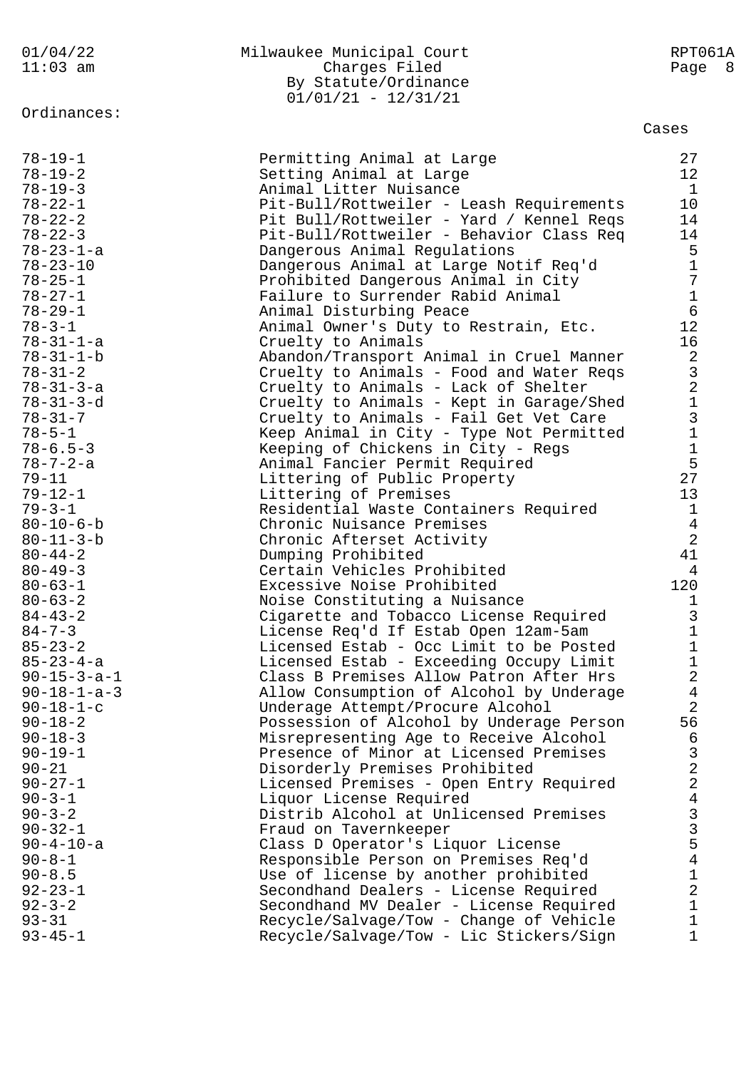Milwaukee Municipal Court
Charges Filed
By Statute/Ordinance
01/01/21 - 12/31/21

Ordinances:

| Ordinance | Description | Cases |
|---|---|---|
| 78-19-1 | Permitting Animal at Large | 27 |
| 78-19-2 | Setting Animal at Large | 12 |
| 78-19-3 | Animal Litter Nuisance | 1 |
| 78-22-1 | Pit-Bull/Rottweiler - Leash Requirements | 10 |
| 78-22-2 | Pit Bull/Rottweiler - Yard / Kennel Reqs | 14 |
| 78-22-3 | Pit-Bull/Rottweiler - Behavior Class Req | 14 |
| 78-23-1-a | Dangerous Animal Regulations | 5 |
| 78-23-10 | Dangerous Animal at Large Notif Req'd | 1 |
| 78-25-1 | Prohibited Dangerous Animal in City | 7 |
| 78-27-1 | Failure to Surrender Rabid Animal | 1 |
| 78-29-1 | Animal Disturbing Peace | 6 |
| 78-3-1 | Animal Owner's Duty to Restrain, Etc. | 12 |
| 78-31-1-a | Cruelty to Animals | 16 |
| 78-31-1-b | Abandon/Transport Animal in Cruel Manner | 2 |
| 78-31-2 | Cruelty to Animals - Food and Water Reqs | 3 |
| 78-31-3-a | Cruelty to Animals - Lack of Shelter | 2 |
| 78-31-3-d | Cruelty to Animals - Kept in Garage/Shed | 1 |
| 78-31-7 | Cruelty to Animals - Fail Get Vet Care | 3 |
| 78-5-1 | Keep Animal in City - Type Not Permitted | 1 |
| 78-6.5-3 | Keeping of Chickens in City - Regs | 1 |
| 78-7-2-a | Animal Fancier Permit Required | 5 |
| 79-11 | Littering of Public Property | 27 |
| 79-12-1 | Littering of Premises | 13 |
| 79-3-1 | Residential Waste Containers Required | 1 |
| 80-10-6-b | Chronic Nuisance Premises | 4 |
| 80-11-3-b | Chronic Afterset Activity | 2 |
| 80-44-2 | Dumping Prohibited | 41 |
| 80-49-3 | Certain Vehicles Prohibited | 4 |
| 80-63-1 | Excessive Noise Prohibited | 120 |
| 80-63-2 | Noise Constituting a Nuisance | 1 |
| 84-43-2 | Cigarette and Tobacco License Required | 3 |
| 84-7-3 | License Req'd If Estab Open 12am-5am | 1 |
| 85-23-2 | Licensed Estab - Occ Limit to be Posted | 1 |
| 85-23-4-a | Licensed Estab - Exceeding Occupy Limit | 1 |
| 90-15-3-a-1 | Class B Premises Allow Patron After Hrs | 2 |
| 90-18-1-a-3 | Allow Consumption of Alcohol by Underage | 4 |
| 90-18-1-c | Underage Attempt/Procure Alcohol | 2 |
| 90-18-2 | Possession of Alcohol by Underage Person | 56 |
| 90-18-3 | Misrepresenting Age to Receive Alcohol | 6 |
| 90-19-1 | Presence of Minor at Licensed Premises | 3 |
| 90-21 | Disorderly Premises Prohibited | 2 |
| 90-27-1 | Licensed Premises - Open Entry Required | 2 |
| 90-3-1 | Liquor License Required | 4 |
| 90-3-2 | Distrib Alcohol at Unlicensed Premises | 3 |
| 90-32-1 | Fraud on Tavernkeeper | 3 |
| 90-4-10-a | Class D Operator's Liquor License | 5 |
| 90-8-1 | Responsible Person on Premises Req'd | 4 |
| 90-8.5 | Use of license by another prohibited | 1 |
| 92-23-1 | Secondhand Dealers - License Required | 2 |
| 92-3-2 | Secondhand MV Dealer - License Required | 1 |
| 93-31 | Recycle/Salvage/Tow - Change of Vehicle | 1 |
| 93-45-1 | Recycle/Salvage/Tow - Lic Stickers/Sign | 1 |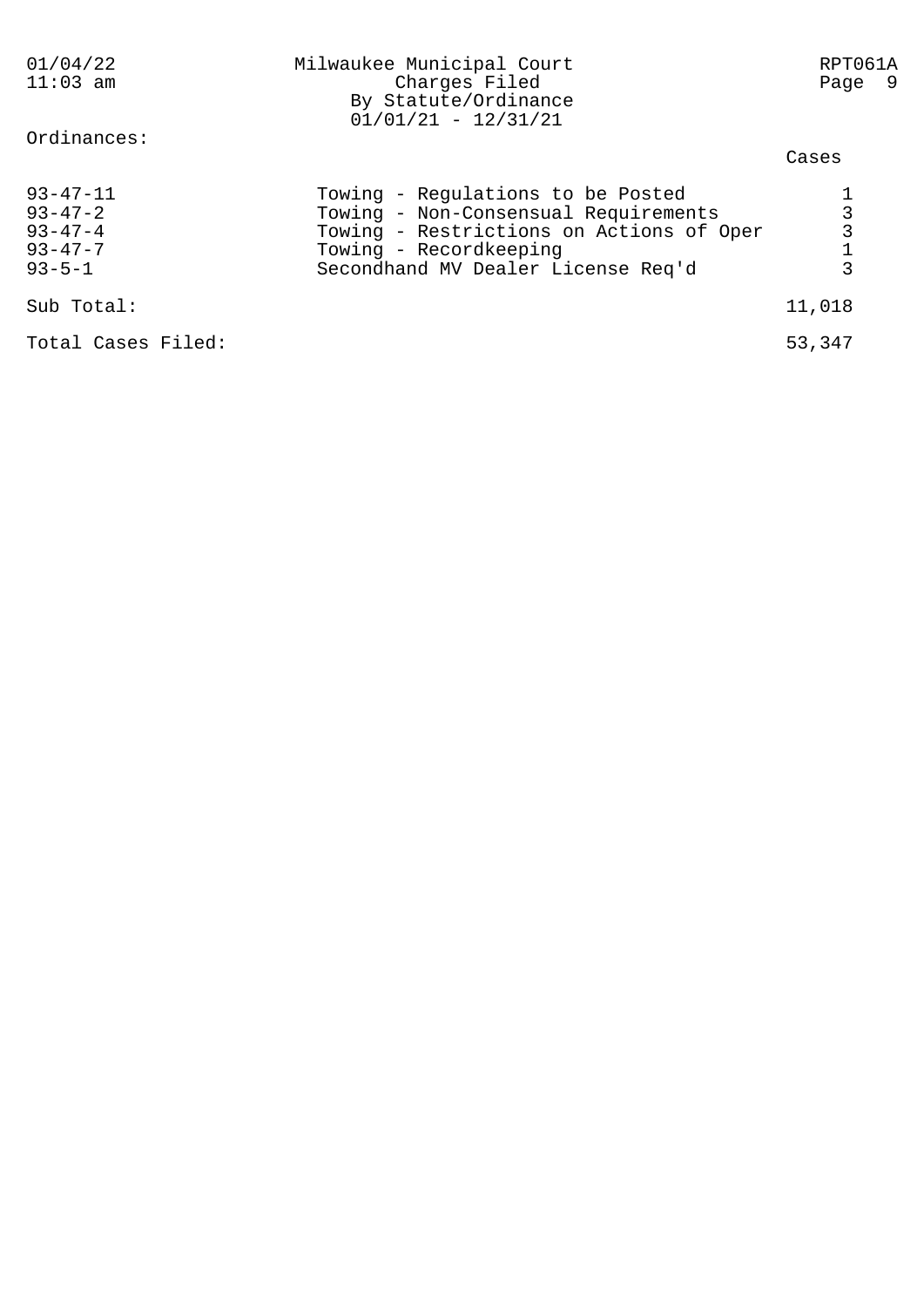Milwaukee Municipal Court
Charges Filed
By Statute/Ordinance
01/01/21 - 12/31/21

Ordinances:

| | | Cases |
|---|---|---|
| 93-47-11 | Towing - Regulations to be Posted | 1 |
| 93-47-2 | Towing - Non-Consensual Requirements | 3 |
| 93-47-4 | Towing - Restrictions on Actions of Oper | 3 |
| 93-47-7 | Towing - Recordkeeping | 1 |
| 93-5-1 | Secondhand MV Dealer License Req'd | 3 |
| Sub Total: | | 11,018 |
| Total Cases Filed: | | 53,347 |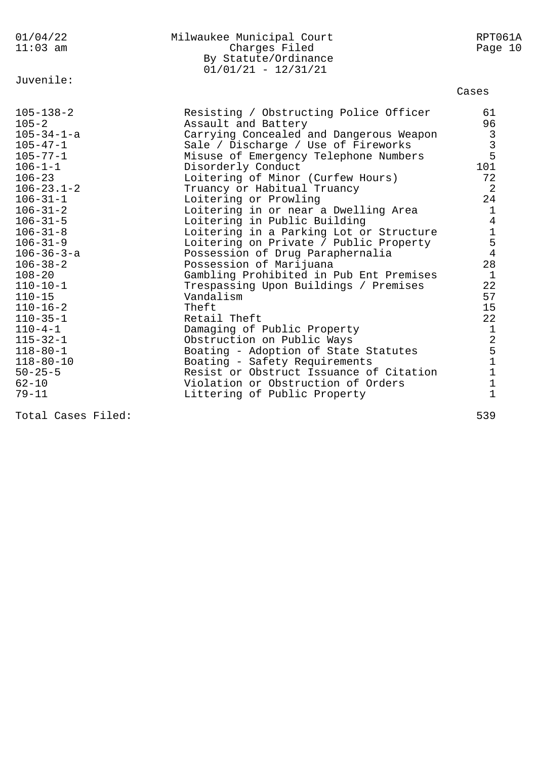Milwaukee Municipal Court
Charges Filed
By Statute/Ordinance
01/01/21 - 12/31/21

Juvenile:

| | | Cases |
|---|---|---|
| 105-138-2 | Resisting / Obstructing Police Officer | 61 |
| 105-2 | Assault and Battery | 96 |
| 105-34-1-a | Carrying Concealed and Dangerous Weapon | 3 |
| 105-47-1 | Sale / Discharge / Use of Fireworks | 3 |
| 105-77-1 | Misuse of Emergency Telephone Numbers | 5 |
| 106-1-1 | Disorderly Conduct | 101 |
| 106-23 | Loitering of Minor (Curfew Hours) | 72 |
| 106-23.1-2 | Truancy or Habitual Truancy | 2 |
| 106-31-1 | Loitering or Prowling | 24 |
| 106-31-2 | Loitering in or near a Dwelling Area | 1 |
| 106-31-5 | Loitering in Public Building | 4 |
| 106-31-8 | Loitering in a Parking Lot or Structure | 1 |
| 106-31-9 | Loitering on Private / Public Property | 5 |
| 106-36-3-a | Possession of Drug Paraphernalia | 4 |
| 106-38-2 | Possession of Marijuana | 28 |
| 108-20 | Gambling Prohibited in Pub Ent Premises | 1 |
| 110-10-1 | Trespassing Upon Buildings / Premises | 22 |
| 110-15 | Vandalism | 57 |
| 110-16-2 | Theft | 15 |
| 110-35-1 | Retail Theft | 22 |
| 110-4-1 | Damaging of Public Property | 1 |
| 115-32-1 | Obstruction on Public Ways | 2 |
| 118-80-1 | Boating - Adoption of State Statutes | 5 |
| 118-80-10 | Boating - Safety Requirements | 1 |
| 50-25-5 | Resist or Obstruct Issuance of Citation | 1 |
| 62-10 | Violation or Obstruction of Orders | 1 |
| 79-11 | Littering of Public Property | 1 |
| Total Cases Filed: | | 539 |